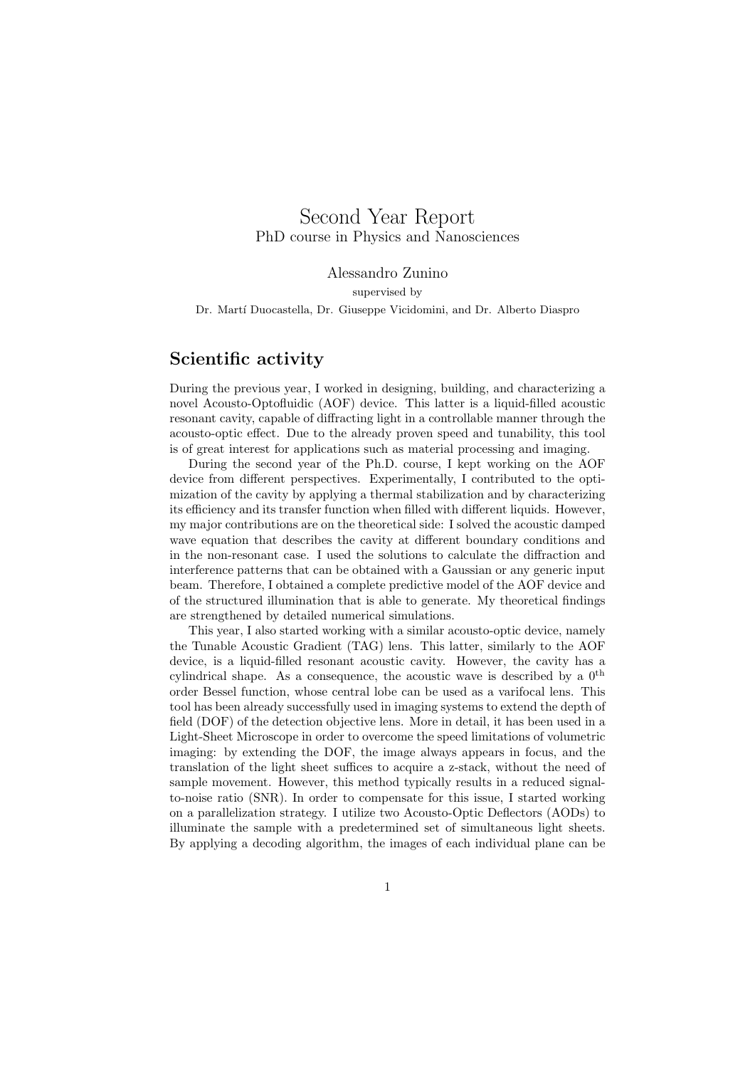# Second Year Report

PhD course in Physics and Nanosciences

Alessandro Zunino

supervised by

Dr. Martí Duocastella, Dr. Giuseppe Vicidomini, and Dr. Alberto Diaspro

## Scientific activity

During the previous year, I worked in designing, building, and characterizing a novel Acousto-Optofluidic (AOF) device. This latter is a liquid-filled acoustic resonant cavity, capable of diffracting light in a controllable manner through the acousto-optic effect. Due to the already proven speed and tunability, this tool is of great interest for applications such as material processing and imaging.

During the second year of the Ph.D. course, I kept working on the AOF device from different perspectives. Experimentally, I contributed to the optimization of the cavity by applying a thermal stabilization and by characterizing its efficiency and its transfer function when filled with different liquids. However, my major contributions are on the theoretical side: I solved the acoustic damped wave equation that describes the cavity at different boundary conditions and in the non-resonant case. I used the solutions to calculate the diffraction and interference patterns that can be obtained with a Gaussian or any generic input beam. Therefore, I obtained a complete predictive model of the AOF device and of the structured illumination that is able to generate. My theoretical findings are strengthened by detailed numerical simulations.

This year, I also started working with a similar acousto-optic device, namely the Tunable Acoustic Gradient (TAG) lens. This latter, similarly to the AOF device, is a liquid-filled resonant acoustic cavity. However, the cavity has a cylindrical shape. As a consequence, the acoustic wave is described by a $0^{\text{th}}$ order Bessel function, whose central lobe can be used as a varifocal lens. This tool has been already successfully used in imaging systems to extend the depth of field (DOF) of the detection objective lens. More in detail, it has been used in a Light-Sheet Microscope in order to overcome the speed limitations of volumetric imaging: by extending the DOF, the image always appears in focus, and the translation of the light sheet suffices to acquire a z-stack, without the need of sample movement. However, this method typically results in a reduced signal-to-noise ratio (SNR). In order to compensate for this issue, I started working on a parallelization strategy. I utilize two Acousto-Optic Deflectors (AODs) to illuminate the sample with a predetermined set of simultaneous light sheets. By applying a decoding algorithm, the images of each individual plane can be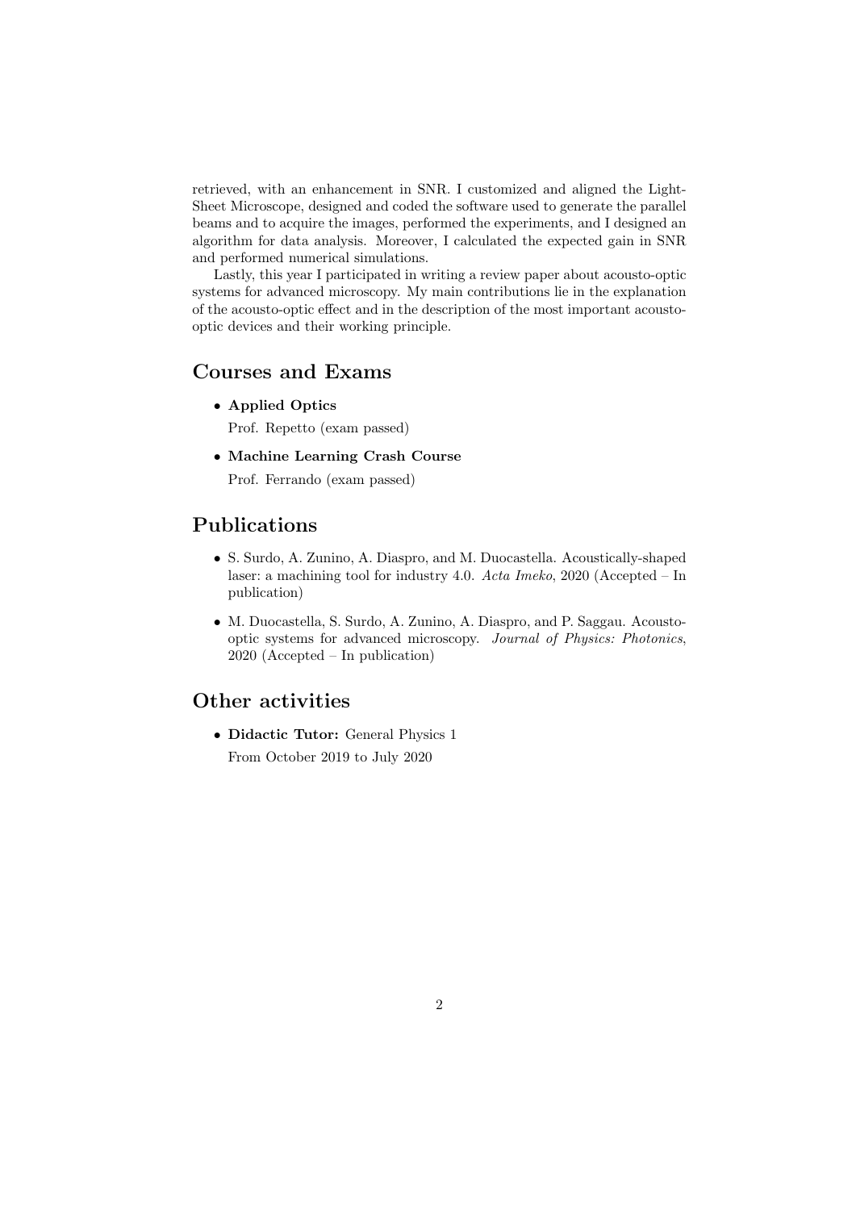retrieved, with an enhancement in SNR. I customized and aligned the Light-Sheet Microscope, designed and coded the software used to generate the parallel beams and to acquire the images, performed the experiments, and I designed an algorithm for data analysis. Moreover, I calculated the expected gain in SNR and performed numerical simulations.

Lastly, this year I participated in writing a review paper about acousto-optic systems for advanced microscopy. My main contributions lie in the explanation of the acousto-optic effect and in the description of the most important acousto-optic devices and their working principle.

## Courses and Exams

- **Applied Optics**

  Prof. Repetto (exam passed)

- **Machine Learning Crash Course**

  Prof. Ferrando (exam passed)

## Publications

- S. Surdo, A. Zunino, A. Diaspro, and M. Duocastella. Acoustically-shaped laser: a machining tool for industry 4.0. *Acta Imeko*, 2020 (Accepted – In publication)

- M. Duocastella, S. Surdo, A. Zunino, A. Diaspro, and P. Saggau. Acousto-optic systems for advanced microscopy. *Journal of Physics: Photonics*, 2020 (Accepted – In publication)

## Other activities

- **Didactic Tutor:** General Physics 1

  From October 2019 to July 2020